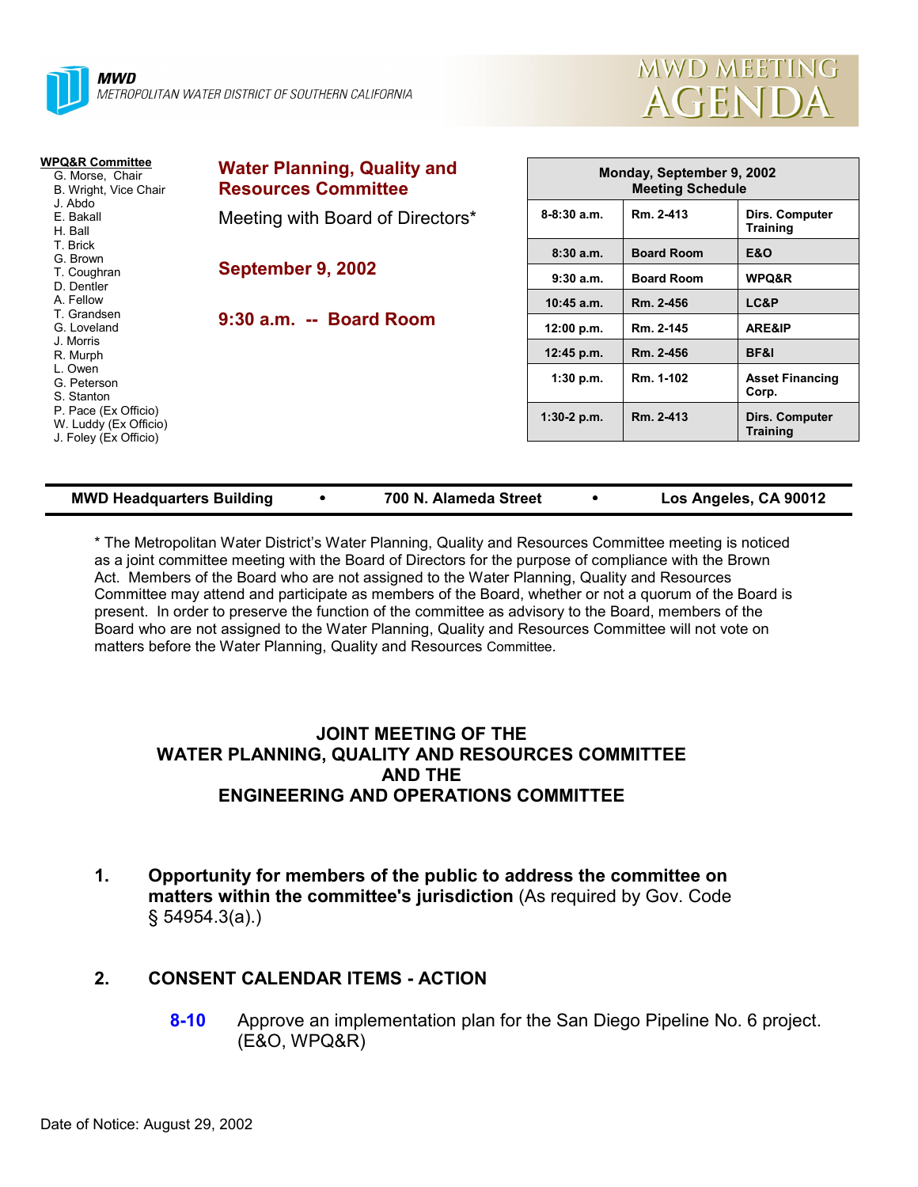MWD
METROPOLITAN WATER DISTRICT OF SOUTHERN CALIFORNIA

MWD MEETING AGENDA

**WPQ&R Committee**
- G. Morse, Chair
- B. Wright, Vice Chair
- J. Abdo
- E. Bakall
- H. Ball
- T. Brick
- G. Brown
- T. Coughran
- D. Dentler
- A. Fellow
- T. Grandsen
- G. Loveland
- J. Morris
- R. Murph
- L. Owen
- G. Peterson
- S. Stanton
- P. Pace (Ex Officio)
- W. Luddy (Ex Officio)
- J. Foley (Ex Officio)

## Water Planning, Quality and Resources Committee

Meeting with Board of Directors*

**September 9, 2002**

**9:30 a.m. -- Board Room**

| Monday, September 9, 2002 Meeting Schedule | | |
|---|---|---|
| 8-8:30 a.m. | Rm. 2-413 | Dirs. Computer Training |
| 8:30 a.m. | Board Room | E&O |
| 9:30 a.m. | Board Room | WPQ&R |
| 10:45 a.m. | Rm. 2-456 | LC&P |
| 12:00 p.m. | Rm. 2-145 | ARE&IP |
| 12:45 p.m. | Rm. 2-456 | BF&I |
| 1:30 p.m. | Rm. 1-102 | Asset Financing Corp. |
| 1:30-2 p.m. | Rm. 2-413 | Dirs. Computer Training |

**MWD Headquarters Building • 700 N. Alameda Street • Los Angeles, CA 90012**

* The Metropolitan Water District's Water Planning, Quality and Resources Committee meeting is noticed as a joint committee meeting with the Board of Directors for the purpose of compliance with the Brown Act. Members of the Board who are not assigned to the Water Planning, Quality and Resources Committee may attend and participate as members of the Board, whether or not a quorum of the Board is present. In order to preserve the function of the committee as advisory to the Board, members of the Board who are not assigned to the Water Planning, Quality and Resources Committee will not vote on matters before the Water Planning, Quality and Resources Committee.

## JOINT MEETING OF THE WATER PLANNING, QUALITY AND RESOURCES COMMITTEE AND THE ENGINEERING AND OPERATIONS COMMITTEE

1. **Opportunity for members of the public to address the committee on matters within the committee's jurisdiction** (As required by Gov. Code § 54954.3(a).)

2. **CONSENT CALENDAR ITEMS - ACTION**

   **8-10** Approve an implementation plan for the San Diego Pipeline No. 6 project. (E&O, WPQ&R)

Date of Notice: August 29, 2002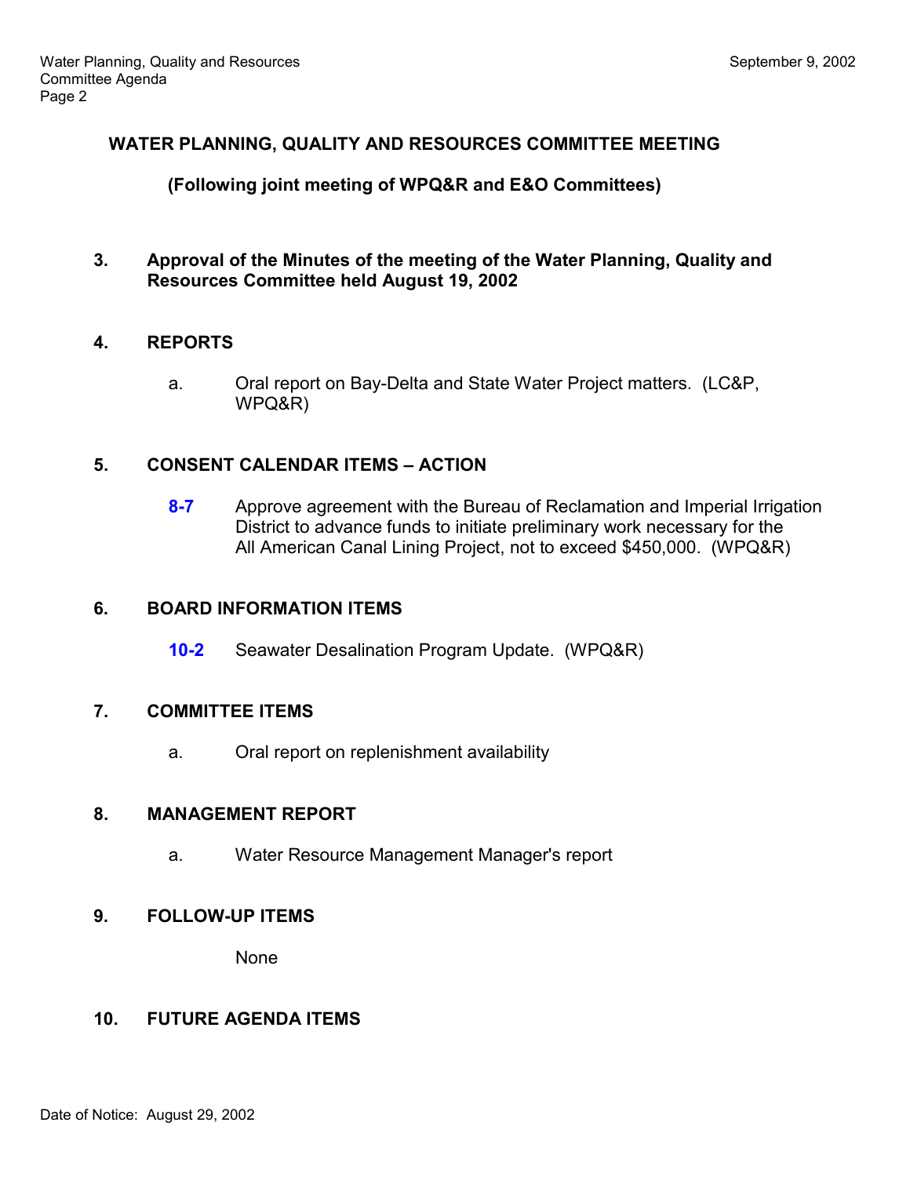## WATER PLANNING, QUALITY AND RESOURCES COMMITTEE MEETING

**(Following joint meeting of WPQ&R and E&O Committees)**

**3. Approval of the Minutes of the meeting of the Water Planning, Quality and Resources Committee held August 19, 2002**

**4. REPORTS**

a. Oral report on Bay-Delta and State Water Project matters. (LC&P, WPQ&R)

**5. CONSENT CALENDAR ITEMS – ACTION**

**8-7** Approve agreement with the Bureau of Reclamation and Imperial Irrigation District to advance funds to initiate preliminary work necessary for the All American Canal Lining Project, not to exceed $450,000. (WPQ&R)

**6. BOARD INFORMATION ITEMS**

**10-2** Seawater Desalination Program Update. (WPQ&R)

**7. COMMITTEE ITEMS**

a. Oral report on replenishment availability

**8. MANAGEMENT REPORT**

a. Water Resource Management Manager's report

**9. FOLLOW-UP ITEMS**

None

**10. FUTURE AGENDA ITEMS**

Date of Notice: August 29, 2002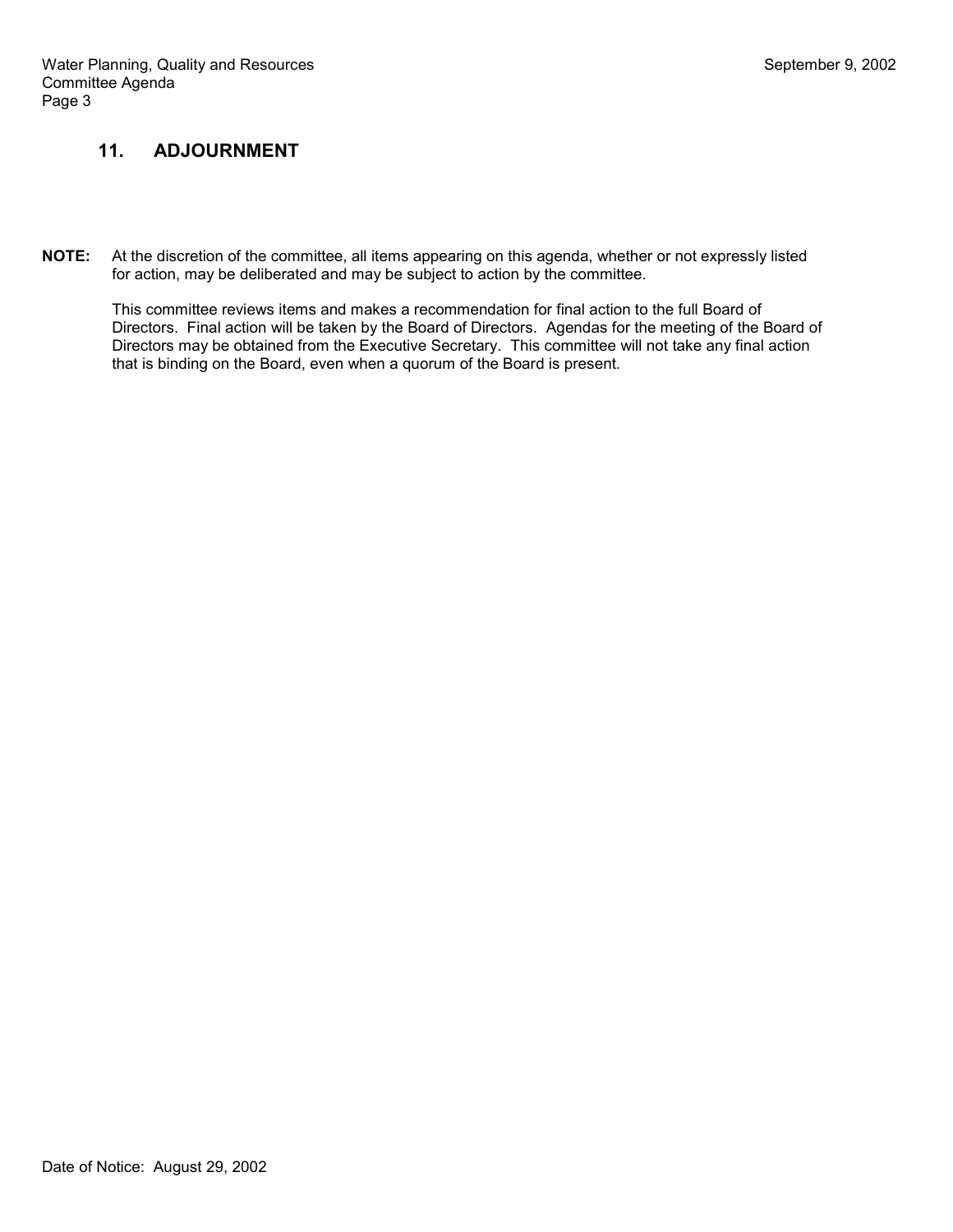## 11. ADJOURNMENT

**NOTE:** At the discretion of the committee, all items appearing on this agenda, whether or not expressly listed for action, may be deliberated and may be subject to action by the committee.

This committee reviews items and makes a recommendation for final action to the full Board of Directors. Final action will be taken by the Board of Directors. Agendas for the meeting of the Board of Directors may be obtained from the Executive Secretary. This committee will not take any final action that is binding on the Board, even when a quorum of the Board is present.

Date of Notice: August 29, 2002